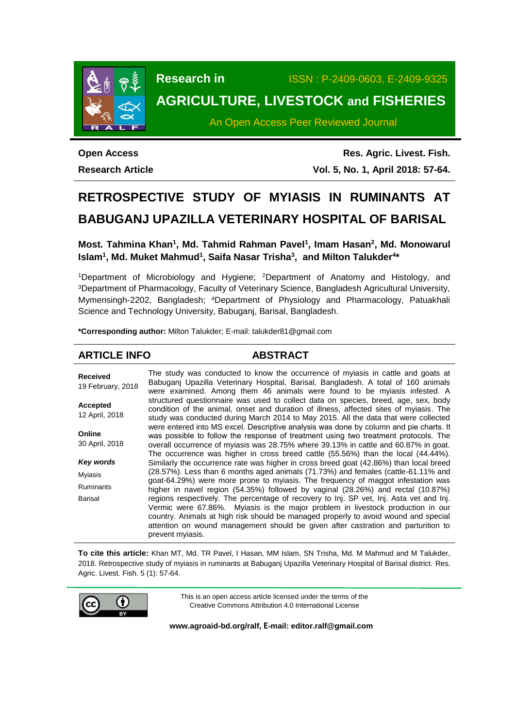**Research in** ISSN : P-2409-0603, E-2409-9325

**AGRICULTURE, LIVESTOCK and FISHERIES**

An Open Access Peer Reviewed Journal

**Open Access**

**Research Article**

**Res. Agric. Livest. Fish.**

**Vol. 5, No. 1, April 2018: 57-64.**

# RETROSPECTIVE STUDY OF MYIASIS IN RUMINANTS AT BABUGANJ UPAZILLA VETERINARY HOSPITAL OF BARISAL

**Most. Tahmina Khan[1], Md. Tahmid Rahman Pavel[1], Imam Hasan[2], Md. Monowarul Islam[1], Md. Muket Mahmud[1], Saifa Nasar Trisha[3], and Milton Talukder[4]***

[1]Department of Microbiology and Hygiene; [2]Department of Anatomy and Histology, and [3]Department of Pharmacology, Faculty of Veterinary Science, Bangladesh Agricultural University, Mymensingh-2202, Bangladesh; [4]Department of Physiology and Pharmacology, Patuakhali Science and Technology University, Babuganj, Barisal, Bangladesh.

**\*Corresponding author:** Milton Talukder; E-mail: talukder81@gmail.com

## ARTICLE INFO

**Received**
19 February, 2018

**Accepted**
12 April, 2018

**Online**
30 April, 2018

***Key words***
Myiasis
Ruminants
Barisal

## ABSTRACT

The study was conducted to know the occurrence of myiasis in cattle and goats at Babuganj Upazilla Veterinary Hospital, Barisal, Bangladesh. A total of 160 animals were examined. Among them 46 animals were found to be myiasis infested. A structured questionnaire was used to collect data on species, breed, age, sex, body condition of the animal, onset and duration of illness, affected sites of myiasis. The study was conducted during March 2014 to May 2015. All the data that were collected were entered into MS excel. Descriptive analysis was done by column and pie charts. It was possible to follow the response of treatment using two treatment protocols. The overall occurrence of myiasis was 28.75% where 39.13% in cattle and 60.87% in goat. The occurrence was higher in cross breed cattle (55.56%) than the local (44.44%). Similarly the occurrence rate was higher in cross breed goat (42.86%) than local breed (28.57%). Less than 6 months aged animals (71.73%) and females (cattle-61.11% and goat-64.29%) were more prone to myiasis. The frequency of maggot infestation was higher in navel region (54.35%) followed by vaginal (28.26%) and rectal (10.87%) regions respectively. The percentage of recovery to Inj. SP vet, Inj. Asta vet and Inj. Vermic were 67.86%. Myiasis is the major problem in livestock production in our country. Animals at high risk should be managed properly to avoid wound and special attention on wound management should be given after castration and parturition to prevent myiasis.

**To cite this article:** Khan MT, Md. TR Pavel, I Hasan, MM Islam, SN Trisha, Md. M Mahmud and M Talukder, 2018. Retrospective study of myiasis in ruminants at Babuganj Upazilla Veterinary Hospital of Barisal district. Res. Agric. Livest. Fish. 5 (1): 57-64.

This is an open access article licensed under the terms of the Creative Commons Attribution 4.0 International License

**www.agroaid-bd.org/ralf, E-mail: editor.ralf@gmail.com**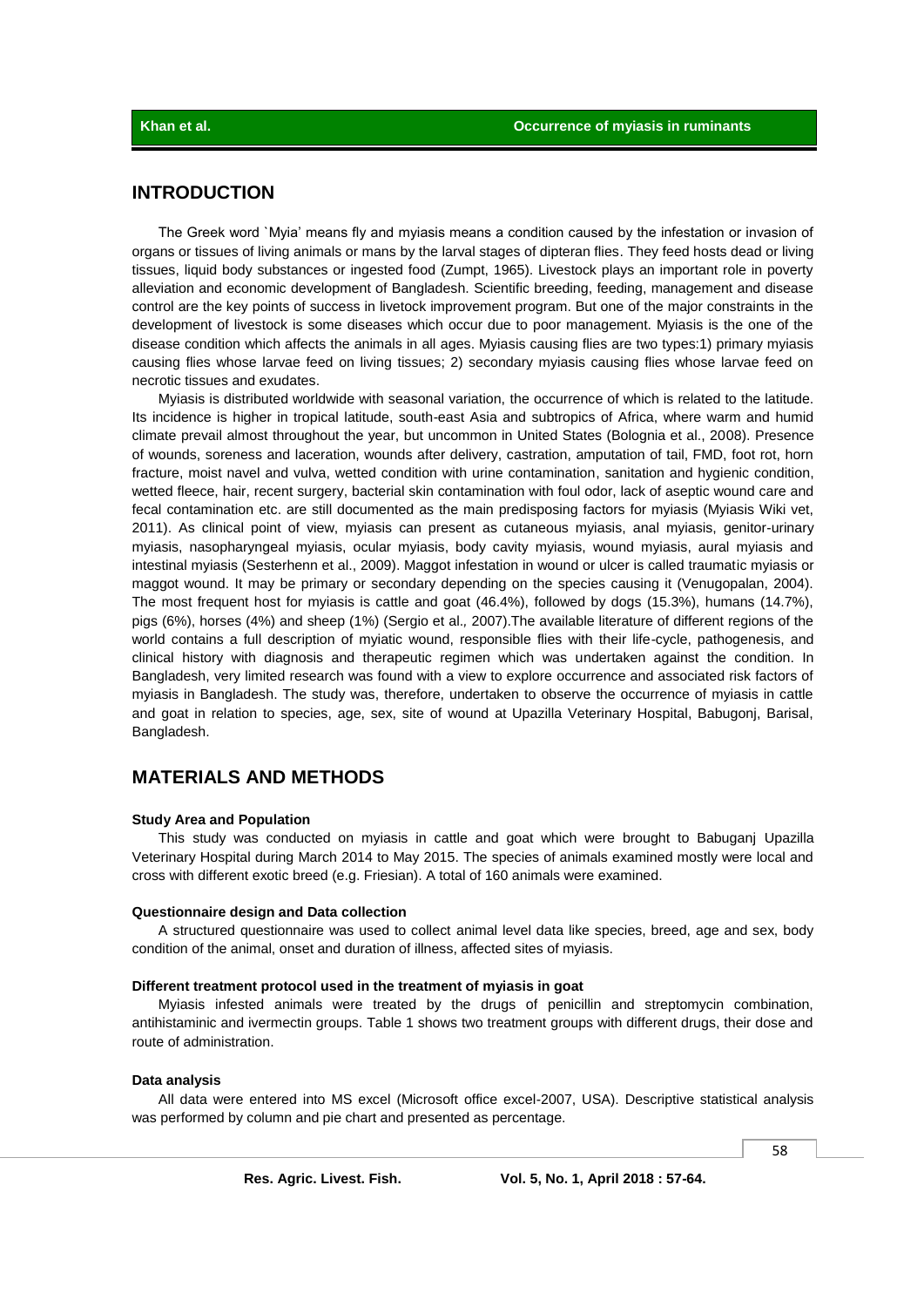## INTRODUCTION

The Greek word `Myia' means fly and myiasis means a condition caused by the infestation or invasion of organs or tissues of living animals or mans by the larval stages of dipteran flies. They feed hosts dead or living tissues, liquid body substances or ingested food (Zumpt, 1965). Livestock plays an important role in poverty alleviation and economic development of Bangladesh. Scientific breeding, feeding, management and disease control are the key points of success in livetock improvement program. But one of the major constraints in the development of livestock is some diseases which occur due to poor management. Myiasis is the one of the disease condition which affects the animals in all ages. Myiasis causing flies are two types:1) primary myiasis causing flies whose larvae feed on living tissues; 2) secondary myiasis causing flies whose larvae feed on necrotic tissues and exudates.

Myiasis is distributed worldwide with seasonal variation, the occurrence of which is related to the latitude. Its incidence is higher in tropical latitude, south-east Asia and subtropics of Africa, where warm and humid climate prevail almost throughout the year, but uncommon in United States (Bolognia et al., 2008). Presence of wounds, soreness and laceration, wounds after delivery, castration, amputation of tail, FMD, foot rot, horn fracture, moist navel and vulva, wetted condition with urine contamination, sanitation and hygienic condition, wetted fleece, hair, recent surgery, bacterial skin contamination with foul odor, lack of aseptic wound care and fecal contamination etc. are still documented as the main predisposing factors for myiasis (Myiasis Wiki vet, 2011). As clinical point of view, myiasis can present as cutaneous myiasis, anal myiasis, genitor-urinary myiasis, nasopharyngeal myiasis, ocular myiasis, body cavity myiasis, wound myiasis, aural myiasis and intestinal myiasis (Sesterhenn et al., 2009). Maggot infestation in wound or ulcer is called traumatic myiasis or maggot wound. It may be primary or secondary depending on the species causing it (Venugopalan, 2004). The most frequent host for myiasis is cattle and goat (46.4%), followed by dogs (15.3%), humans (14.7%), pigs (6%), horses (4%) and sheep (1%) (Sergio et al*.,* 2007).The available literature of different regions of the world contains a full description of myiatic wound, responsible flies with their life-cycle, pathogenesis, and clinical history with diagnosis and therapeutic regimen which was undertaken against the condition. In Bangladesh, very limited research was found with a view to explore occurrence and associated risk factors of myiasis in Bangladesh. The study was, therefore, undertaken to observe the occurrence of myiasis in cattle and goat in relation to species, age, sex, site of wound at Upazilla Veterinary Hospital, Babugonj, Barisal, Bangladesh.

## MATERIALS AND METHODS

### Study Area and Population

This study was conducted on myiasis in cattle and goat which were brought to Babuganj Upazilla Veterinary Hospital during March 2014 to May 2015. The species of animals examined mostly were local and cross with different exotic breed (e.g. Friesian). A total of 160 animals were examined.

### Questionnaire design and Data collection

A structured questionnaire was used to collect animal level data like species, breed, age and sex, body condition of the animal, onset and duration of illness, affected sites of myiasis.

### Different treatment protocol used in the treatment of myiasis in goat

Myiasis infested animals were treated by the drugs of penicillin and streptomycin combination, antihistaminic and ivermectin groups. Table 1 shows two treatment groups with different drugs, their dose and route of administration.

### Data analysis

All data were entered into MS excel (Microsoft office excel-2007, USA). Descriptive statistical analysis was performed by column and pie chart and presented as percentage.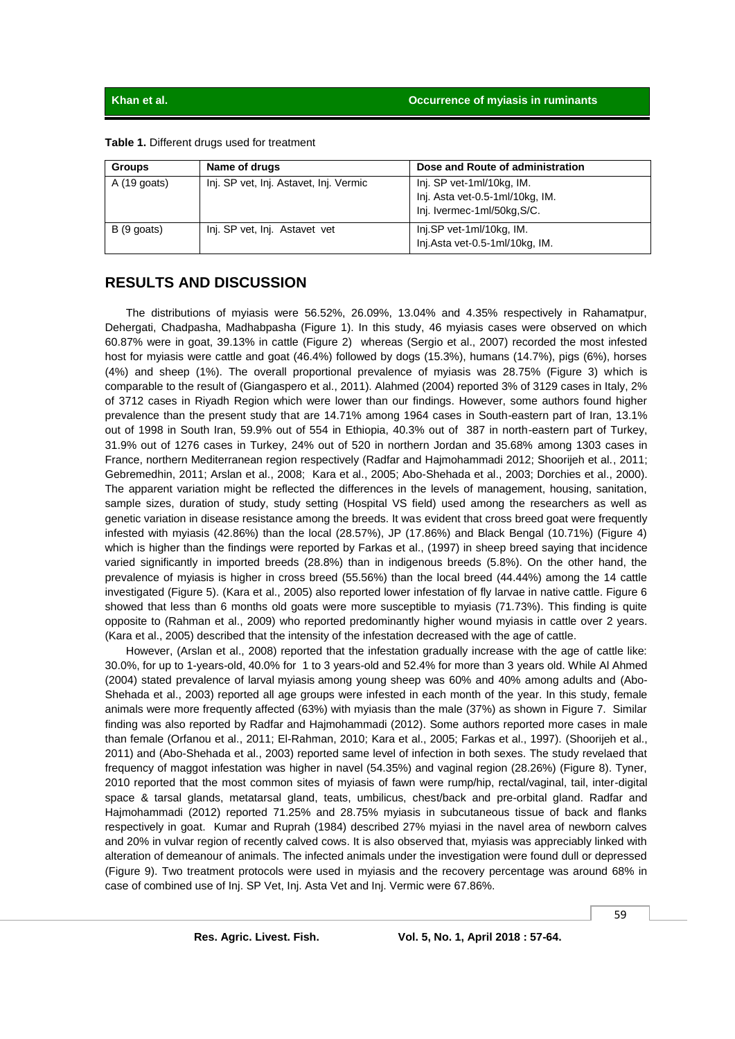**Table 1.** Different drugs used for treatment

| Groups | Name of drugs | Dose and Route of administration |
|---|---|---|
| A (19 goats) | Inj. SP vet, Inj. Astavet, Inj. Vermic | Inj. SP vet-1ml/10kg, IM.<br>Inj. Asta vet-0.5-1ml/10kg, IM.<br>Inj. Ivermec-1ml/50kg,S/C. |
| B (9 goats) | Inj. SP vet, Inj. Astavet vet | Inj.SP vet-1ml/10kg, IM.<br>Inj.Asta vet-0.5-1ml/10kg, IM. |

## RESULTS AND DISCUSSION

The distributions of myiasis were 56.52%, 26.09%, 13.04% and 4.35% respectively in Rahamatpur, Dehergati, Chadpasha, Madhabpasha (Figure 1). In this study, 46 myiasis cases were observed on which 60.87% were in goat, 39.13% in cattle (Figure 2) whereas (Sergio et al., 2007) recorded the most infested host for myiasis were cattle and goat (46.4%) followed by dogs (15.3%), humans (14.7%), pigs (6%), horses (4%) and sheep (1%). The overall proportional prevalence of myiasis was 28.75% (Figure 3) which is comparable to the result of (Giangaspero et al., 2011). Alahmed (2004) reported 3% of 3129 cases in Italy, 2% of 3712 cases in Riyadh Region which were lower than our findings. However, some authors found higher prevalence than the present study that are 14.71% among 1964 cases in South-eastern part of Iran, 13.1% out of 1998 in South Iran, 59.9% out of 554 in Ethiopia, 40.3% out of 387 in north-eastern part of Turkey, 31.9% out of 1276 cases in Turkey, 24% out of 520 in northern Jordan and 35.68% among 1303 cases in France, northern Mediterranean region respectively (Radfar and Hajmohammadi 2012; Shoorijeh et al., 2011; Gebremedhin, 2011; Arslan et al., 2008; Kara et al., 2005; Abo-Shehada et al., 2003; Dorchies et al., 2000). The apparent variation might be reflected the differences in the levels of management, housing, sanitation, sample sizes, duration of study, study setting (Hospital VS field) used among the researchers as well as genetic variation in disease resistance among the breeds. It was evident that cross breed goat were frequently infested with myiasis (42.86%) than the local (28.57%), JP (17.86%) and Black Bengal (10.71%) (Figure 4) which is higher than the findings were reported by Farkas et al., (1997) in sheep breed saying that incidence varied significantly in imported breeds (28.8%) than in indigenous breeds (5.8%). On the other hand, the prevalence of myiasis is higher in cross breed (55.56%) than the local breed (44.44%) among the 14 cattle investigated (Figure 5). (Kara et al., 2005) also reported lower infestation of fly larvae in native cattle. Figure 6 showed that less than 6 months old goats were more susceptible to myiasis (71.73%). This finding is quite opposite to (Rahman et al., 2009) who reported predominantly higher wound myiasis in cattle over 2 years. (Kara et al., 2005) described that the intensity of the infestation decreased with the age of cattle.

However, (Arslan et al., 2008) reported that the infestation gradually increase with the age of cattle like: 30.0%, for up to 1-years-old, 40.0% for 1 to 3 years-old and 52.4% for more than 3 years old. While Al Ahmed (2004) stated prevalence of larval myiasis among young sheep was 60% and 40% among adults and (Abo-Shehada et al., 2003) reported all age groups were infested in each month of the year. In this study, female animals were more frequently affected (63%) with myiasis than the male (37%) as shown in Figure 7. Similar finding was also reported by Radfar and Hajmohammadi (2012). Some authors reported more cases in male than female (Orfanou et al., 2011; El-Rahman, 2010; Kara et al., 2005; Farkas et al., 1997). (Shoorijeh et al., 2011) and (Abo-Shehada et al., 2003) reported same level of infection in both sexes. The study revelaed that frequency of maggot infestation was higher in navel (54.35%) and vaginal region (28.26%) (Figure 8). Tyner, 2010 reported that the most common sites of myiasis of fawn were rump/hip, rectal/vaginal, tail, inter-digital space & tarsal glands, metatarsal gland, teats, umbilicus, chest/back and pre-orbital gland. Radfar and Hajmohammadi (2012) reported 71.25% and 28.75% myiasis in subcutaneous tissue of back and flanks respectively in goat. Kumar and Ruprah (1984) described 27% myiasi in the navel area of newborn calves and 20% in vulvar region of recently calved cows. It is also observed that, myiasis was appreciably linked with alteration of demeanour of animals. The infected animals under the investigation were found dull or depressed (Figure 9). Two treatment protocols were used in myiasis and the recovery percentage was around 68% in case of combined use of Inj. SP Vet, Inj. Asta Vet and Inj. Vermic were 67.86%.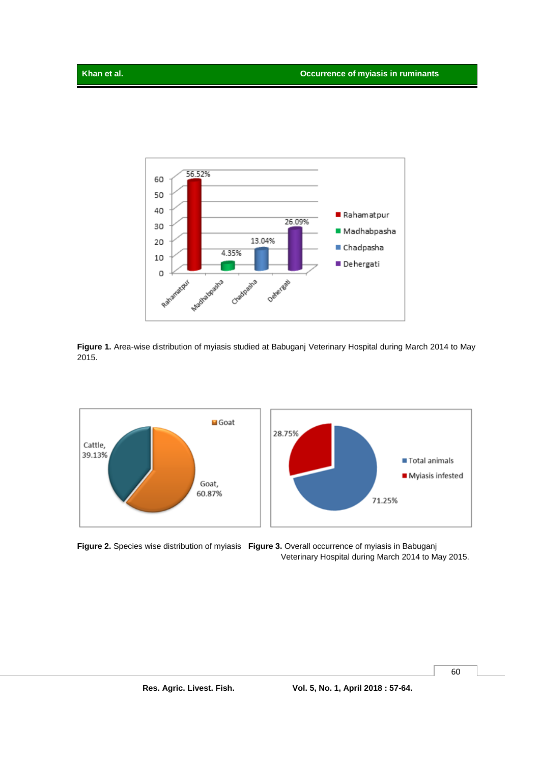**Figure 1.** Area-wise distribution of myiasis studied at Babuganj Veterinary Hospital during March 2014 to May 2015.

**Figure 2.** Species wise distribution of myiasis

**Figure 3.** Overall occurrence of myiasis in Babuganj Veterinary Hospital during March 2014 to May 2015.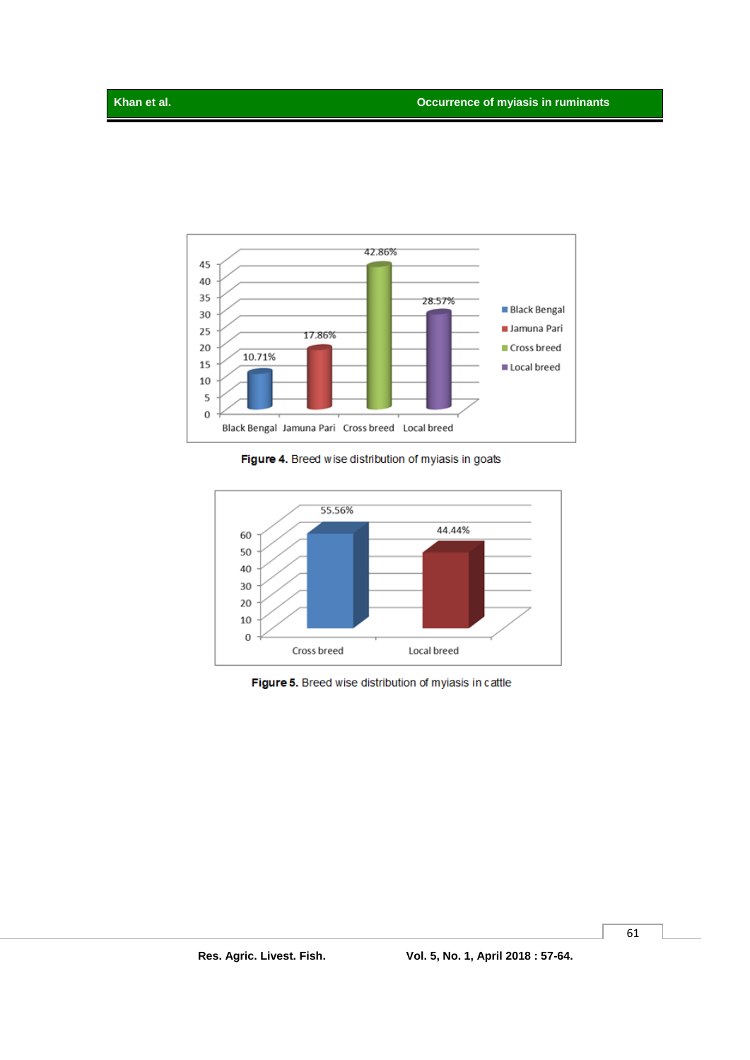Figure 4. Breed wise distribution of myiasis in goats

Figure 5. Breed wise distribution of myiasis in cattle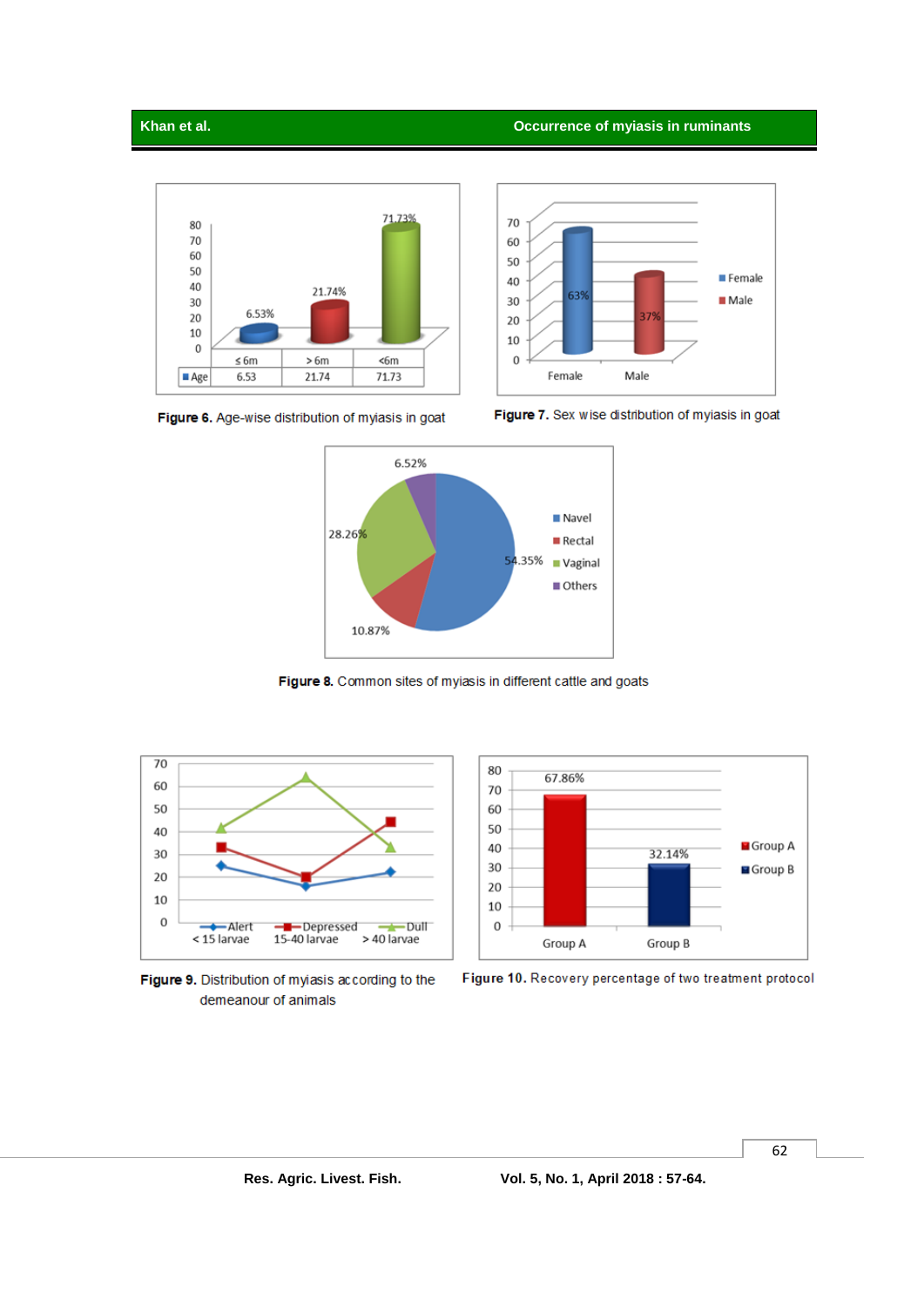| | ≤ 6m | > 6m | <6m |
| --- | --- | --- | --- |
| Age | 6.53 | 21.74 | 71.73 |

**Figure 6.** Age-wise distribution of myiasis in goat

**Figure 7.** Sex wise distribution of myiasis in goat

**Figure 8.** Common sites of myiasis in different cattle and goats

**Figure 9.** Distribution of myiasis according to the demeanour of animals

**Figure 10.** Recovery percentage of two treatment protocol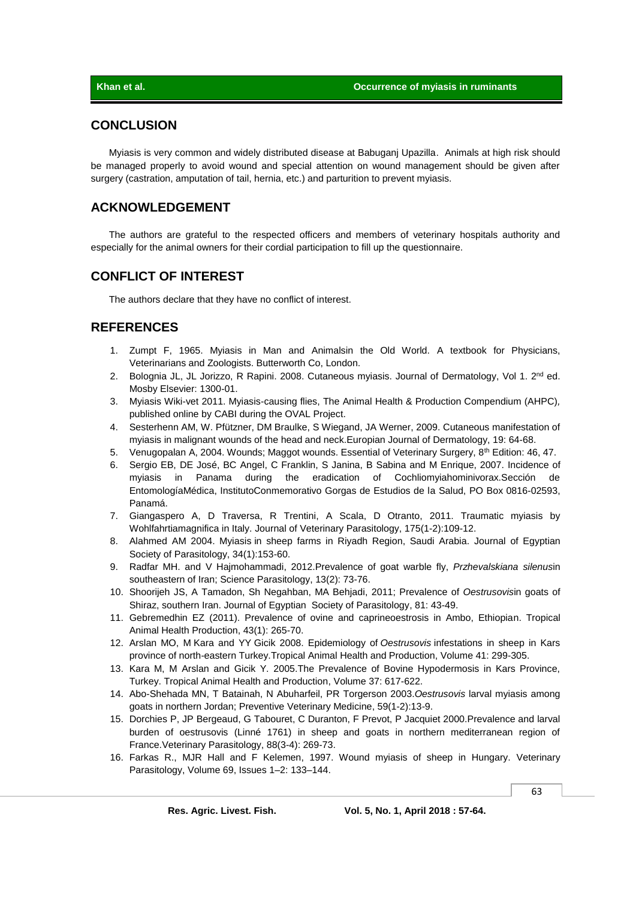## CONCLUSION

Myiasis is very common and widely distributed disease at Babuganj Upazilla. Animals at high risk should be managed properly to avoid wound and special attention on wound management should be given after surgery (castration, amputation of tail, hernia, etc.) and parturition to prevent myiasis.

## ACKNOWLEDGEMENT

The authors are grateful to the respected officers and members of veterinary hospitals authority and especially for the animal owners for their cordial participation to fill up the questionnaire.

## CONFLICT OF INTEREST

The authors declare that they have no conflict of interest.

## REFERENCES

1. Zumpt F, 1965. Myiasis in Man and Animalsin the Old World. A textbook for Physicians, Veterinarians and Zoologists. Butterworth Co, London.
2. Bolognia JL, JL Jorizzo, R Rapini. 2008. Cutaneous myiasis. Journal of Dermatology, Vol 1. 2nd ed. Mosby Elsevier: 1300-01.
3. Myiasis Wiki-vet 2011. Myiasis-causing flies, The Animal Health & Production Compendium (AHPC), published online by CABI during the OVAL Project.
4. Sesterhenn AM, W. Pfützner, DM Braulke, S Wiegand, JA Werner, 2009. Cutaneous manifestation of myiasis in malignant wounds of the head and neck.Europian Journal of Dermatology, 19: 64-68.
5. Venugopalan A, 2004. Wounds; Maggot wounds. Essential of Veterinary Surgery, 8th Edition: 46, 47.
6. Sergio EB, DE José, BC Angel, C Franklin, S Janina, B Sabina and M Enrique, 2007. Incidence of myiasis in Panama during the eradication of Cochliomyiahominivorax.Sección de EntomologíaMédica, InstitutoConmemorativo Gorgas de Estudios de la Salud, PO Box 0816-02593, Panamá.
7. Giangaspero A, D Traversa, R Trentini, A Scala, D Otranto, 2011. Traumatic myiasis by Wohlfahrtiamagnifica in Italy. Journal of Veterinary Parasitology, 175(1-2):109-12.
8. Alahmed AM 2004. Myiasis in sheep farms in Riyadh Region, Saudi Arabia. Journal of Egyptian Society of Parasitology, 34(1):153-60.
9. Radfar MH. and V Hajmohammadi, 2012.Prevalence of goat warble fly, *Przhevalskiana silenus*in southeastern of Iran; Science Parasitology, 13(2): 73-76.
10. Shoorijeh JS, A Tamadon, Sh Negahban, MA Behjadi, 2011; Prevalence of *Oestrusovis*in goats of Shiraz, southern Iran. Journal of Egyptian Society of Parasitology, 81: 43-49.
11. Gebremedhin EZ (2011). Prevalence of ovine and caprineoestrosis in Ambo, Ethiopian. Tropical Animal Health Production, 43(1): 265-70.
12. Arslan MO, M Kara and YY Gicik 2008. Epidemiology of *Oestrusovis* infestations in sheep in Kars province of north-eastern Turkey.Tropical Animal Health and Production, Volume 41: 299-305.
13. Kara M, M Arslan and Gicik Y. 2005.The Prevalence of Bovine Hypodermosis in Kars Province, Turkey. Tropical Animal Health and Production, Volume 37: 617-622.
14. Abo-Shehada MN, T Batainah, N Abuharfeil, PR Torgerson 2003.*Oestrusovis* larval myiasis among goats in northern Jordan; Preventive Veterinary Medicine, 59(1-2):13-9.
15. Dorchies P, JP Bergeaud, G Tabouret, C Duranton, F Prevot, P Jacquiet 2000.Prevalence and larval burden of oestrusovis (Linné 1761) in sheep and goats in northern mediterranean region of France.Veterinary Parasitology, 88(3-4): 269-73.
16. Farkas R., MJR Hall and F Kelemen, 1997. Wound myiasis of sheep in Hungary. Veterinary Parasitology, Volume 69, Issues 1–2: 133–144.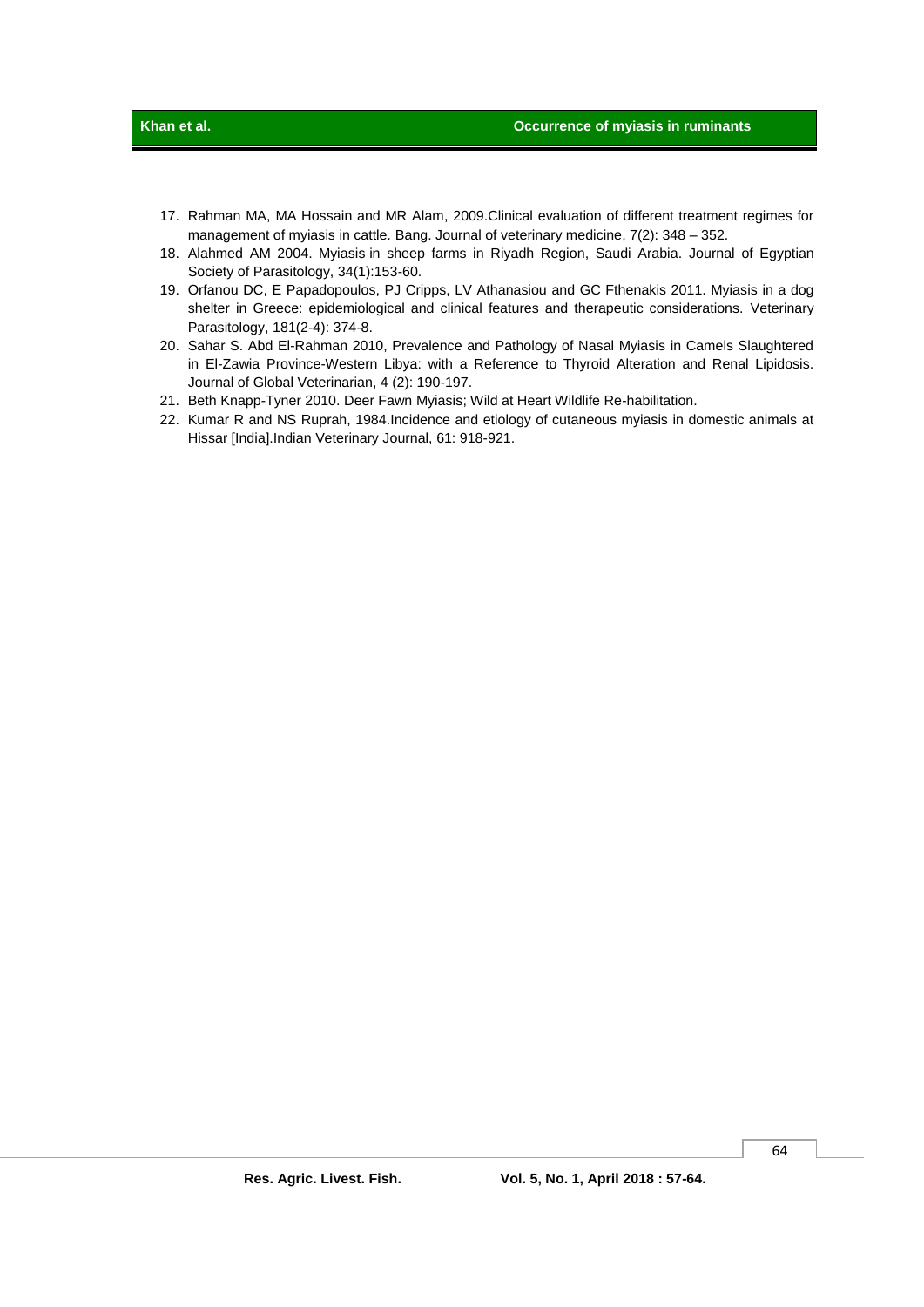17. Rahman MA, MA Hossain and MR Alam, 2009.Clinical evaluation of different treatment regimes for management of myiasis in cattle. Bang. Journal of veterinary medicine, 7(2): 348 – 352.
18. Alahmed AM 2004. Myiasis in sheep farms in Riyadh Region, Saudi Arabia. Journal of Egyptian Society of Parasitology, 34(1):153-60.
19. Orfanou DC, E Papadopoulos, PJ Cripps, LV Athanasiou and GC Fthenakis 2011. Myiasis in a dog shelter in Greece: epidemiological and clinical features and therapeutic considerations. Veterinary Parasitology, 181(2-4): 374-8.
20. Sahar S. Abd El-Rahman 2010, Prevalence and Pathology of Nasal Myiasis in Camels Slaughtered in El-Zawia Province-Western Libya: with a Reference to Thyroid Alteration and Renal Lipidosis. Journal of Global Veterinarian, 4 (2): 190-197.
21. Beth Knapp-Tyner 2010. Deer Fawn Myiasis; Wild at Heart Wildlife Re-habilitation.
22. Kumar R and NS Ruprah, 1984.Incidence and etiology of cutaneous myiasis in domestic animals at Hissar [India].Indian Veterinary Journal, 61: 918-921.